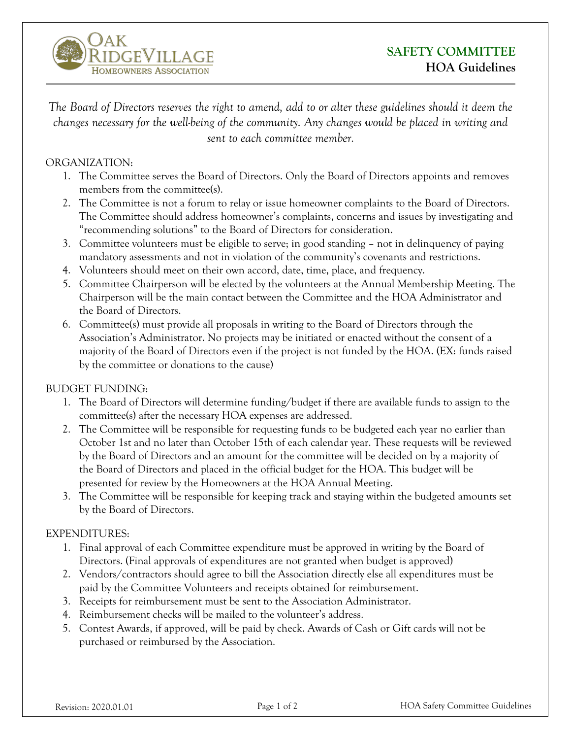Oak Ridge Village Homeowners Association

# SAFETY COMMITTEE
## HOA Guidelines

*The Board of Directors reserves the right to amend, add to or alter these guidelines should it deem the changes necessary for the well-being of the community. Any changes would be placed in writing and sent to each committee member.*

ORGANIZATION:

1. The Committee serves the Board of Directors. Only the Board of Directors appoints and removes members from the committee(s).
2. The Committee is not a forum to relay or issue homeowner complaints to the Board of Directors. The Committee should address homeowner's complaints, concerns and issues by investigating and "recommending solutions" to the Board of Directors for consideration.
3. Committee volunteers must be eligible to serve; in good standing – not in delinquency of paying mandatory assessments and not in violation of the community's covenants and restrictions.
4. Volunteers should meet on their own accord, date, time, place, and frequency.
5. Committee Chairperson will be elected by the volunteers at the Annual Membership Meeting. The Chairperson will be the main contact between the Committee and the HOA Administrator and the Board of Directors.
6. Committee(s) must provide all proposals in writing to the Board of Directors through the Association's Administrator. No projects may be initiated or enacted without the consent of a majority of the Board of Directors even if the project is not funded by the HOA. (EX: funds raised by the committee or donations to the cause)

BUDGET FUNDING:

1. The Board of Directors will determine funding/budget if there are available funds to assign to the committee(s) after the necessary HOA expenses are addressed.
2. The Committee will be responsible for requesting funds to be budgeted each year no earlier than October 1st and no later than October 15th of each calendar year. These requests will be reviewed by the Board of Directors and an amount for the committee will be decided on by a majority of the Board of Directors and placed in the official budget for the HOA. This budget will be presented for review by the Homeowners at the HOA Annual Meeting.
3. The Committee will be responsible for keeping track and staying within the budgeted amounts set by the Board of Directors.

EXPENDITURES:

1. Final approval of each Committee expenditure must be approved in writing by the Board of Directors. (Final approvals of expenditures are not granted when budget is approved)
2. Vendors/contractors should agree to bill the Association directly else all expenditures must be paid by the Committee Volunteers and receipts obtained for reimbursement.
3. Receipts for reimbursement must be sent to the Association Administrator.
4. Reimbursement checks will be mailed to the volunteer's address.
5. Contest Awards, if approved, will be paid by check. Awards of Cash or Gift cards will not be purchased or reimbursed by the Association.

Revision: 2020.01.01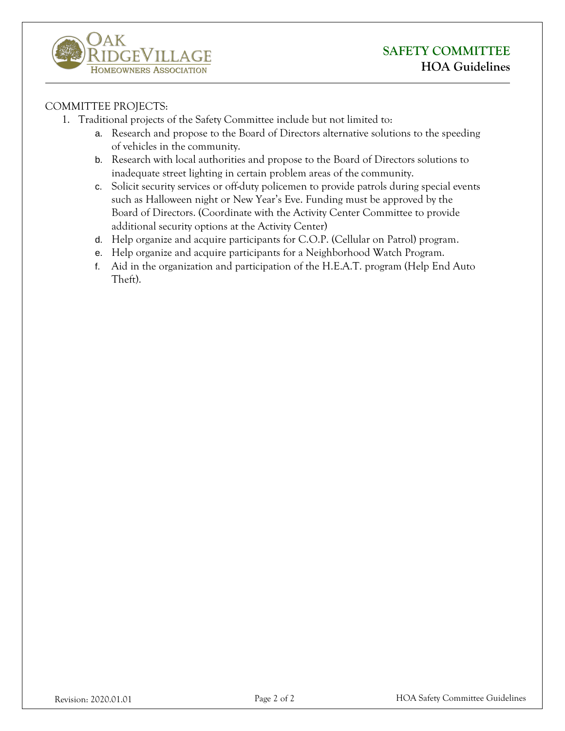COMMITTEE PROJECTS:

1. Traditional projects of the Safety Committee include but not limited to:
   a. Research and propose to the Board of Directors alternative solutions to the speeding of vehicles in the community.
   b. Research with local authorities and propose to the Board of Directors solutions to inadequate street lighting in certain problem areas of the community.
   c. Solicit security services or off-duty policemen to provide patrols during special events such as Halloween night or New Year's Eve. Funding must be approved by the Board of Directors. (Coordinate with the Activity Center Committee to provide additional security options at the Activity Center)
   d. Help organize and acquire participants for C.O.P. (Cellular on Patrol) program.
   e. Help organize and acquire participants for a Neighborhood Watch Program.
   f. Aid in the organization and participation of the H.E.A.T. program (Help End Auto Theft).